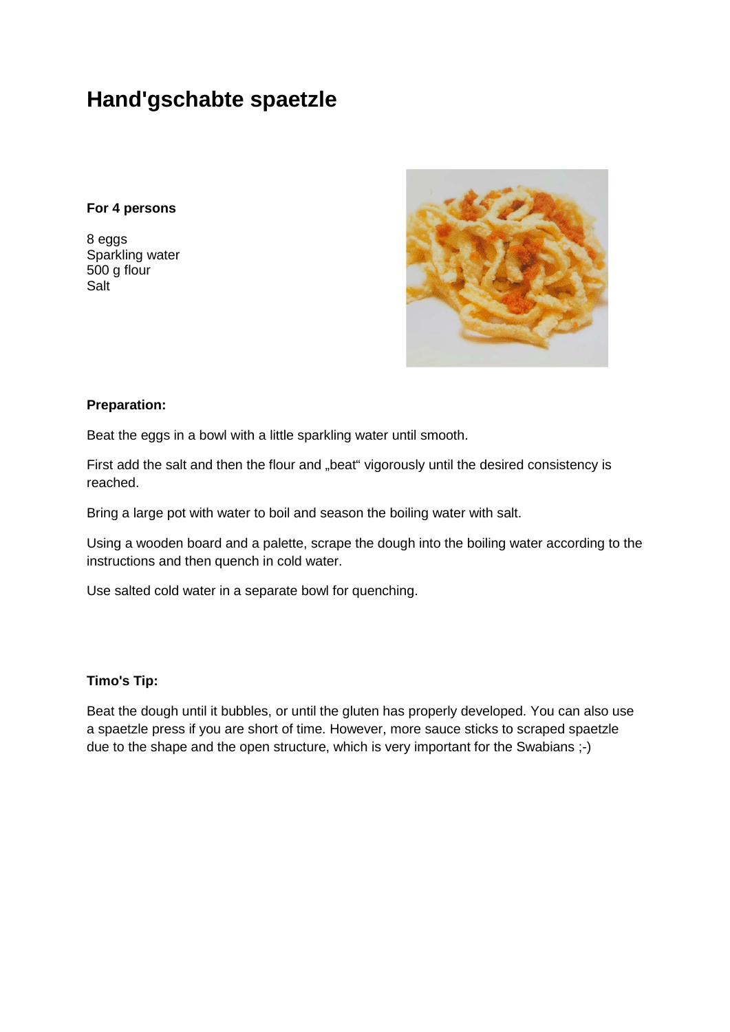# Hand'gschabte spaetzle

**For 4 persons**

8 eggs
Sparkling water
500 g flour
Salt

**Preparation:**

Beat the eggs in a bowl with a little sparkling water until smooth.

First add the salt and then the flour and „beat" vigorously until the desired consistency is reached.

Bring a large pot with water to boil and season the boiling water with salt.

Using a wooden board and a palette, scrape the dough into the boiling water according to the instructions and then quench in cold water.

Use salted cold water in a separate bowl for quenching.

**Timo's Tip:**

Beat the dough until it bubbles, or until the gluten has properly developed. You can also use a spaetzle press if you are short of time. However, more sauce sticks to scraped spaetzle due to the shape and the open structure, which is very important for the Swabians ;-)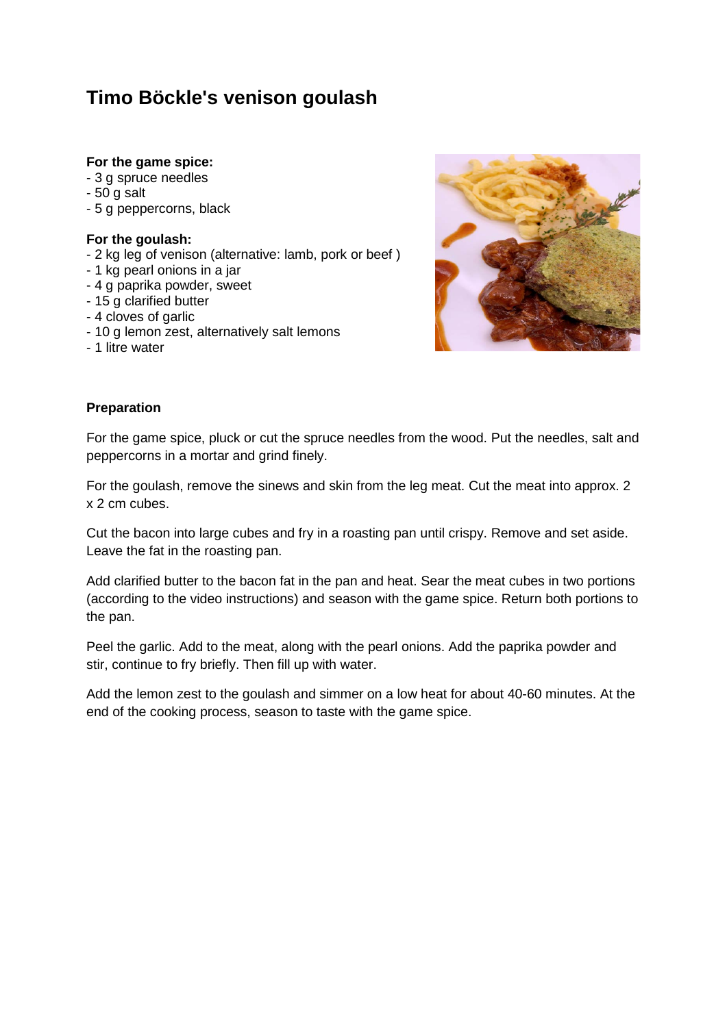# Timo Böckle's venison goulash

**For the game spice:**
- 3 g spruce needles
- 50 g salt
- 5 g peppercorns, black

**For the goulash:**
- 2 kg leg of venison (alternative: lamb, pork or beef )
- 1 kg pearl onions in a jar
- 4 g paprika powder, sweet
- 15 g clarified butter
- 4 cloves of garlic
- 10 g lemon zest, alternatively salt lemons
- 1 litre water

**Preparation**

For the game spice, pluck or cut the spruce needles from the wood. Put the needles, salt and peppercorns in a mortar and grind finely.

For the goulash, remove the sinews and skin from the leg meat. Cut the meat into approx. 2 x 2 cm cubes.

Cut the bacon into large cubes and fry in a roasting pan until crispy. Remove and set aside. Leave the fat in the roasting pan.

Add clarified butter to the bacon fat in the pan and heat. Sear the meat cubes in two portions (according to the video instructions) and season with the game spice. Return both portions to the pan.

Peel the garlic. Add to the meat, along with the pearl onions. Add the paprika powder and stir, continue to fry briefly. Then fill up with water.

Add the lemon zest to the goulash and simmer on a low heat for about 40-60 minutes. At the end of the cooking process, season to taste with the game spice.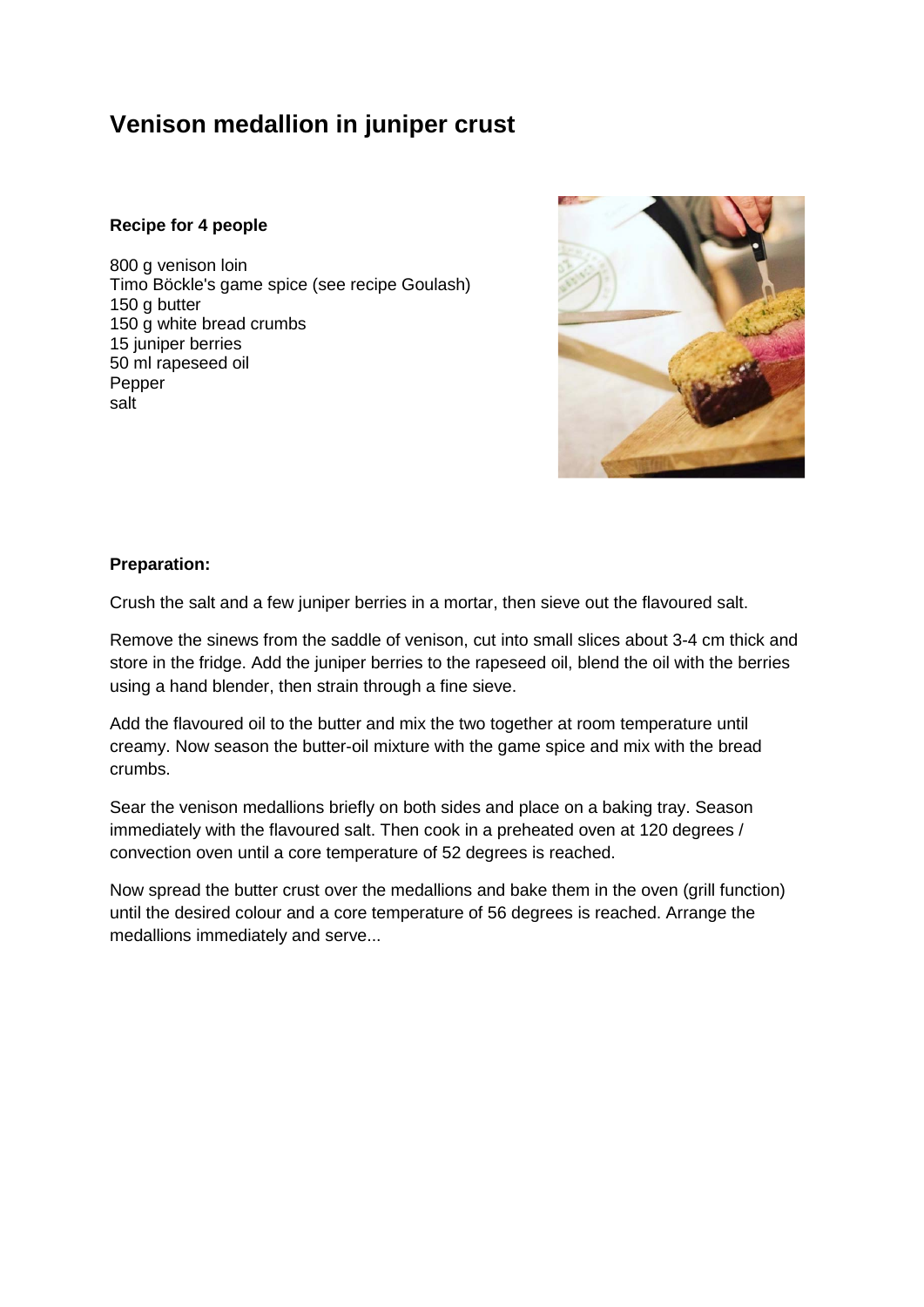# Venison medallion in juniper crust

**Recipe for 4 people**

800 g venison loin
Timo Böckle's game spice (see recipe Goulash)
150 g butter
150 g white bread crumbs
15 juniper berries
50 ml rapeseed oil
Pepper
salt

**Preparation:**

Crush the salt and a few juniper berries in a mortar, then sieve out the flavoured salt.

Remove the sinews from the saddle of venison, cut into small slices about 3-4 cm thick and store in the fridge. Add the juniper berries to the rapeseed oil, blend the oil with the berries using a hand blender, then strain through a fine sieve.

Add the flavoured oil to the butter and mix the two together at room temperature until creamy. Now season the butter-oil mixture with the game spice and mix with the bread crumbs.

Sear the venison medallions briefly on both sides and place on a baking tray. Season immediately with the flavoured salt. Then cook in a preheated oven at 120 degrees / convection oven until a core temperature of 52 degrees is reached.

Now spread the butter crust over the medallions and bake them in the oven (grill function) until the desired colour and a core temperature of 56 degrees is reached. Arrange the medallions immediately and serve...